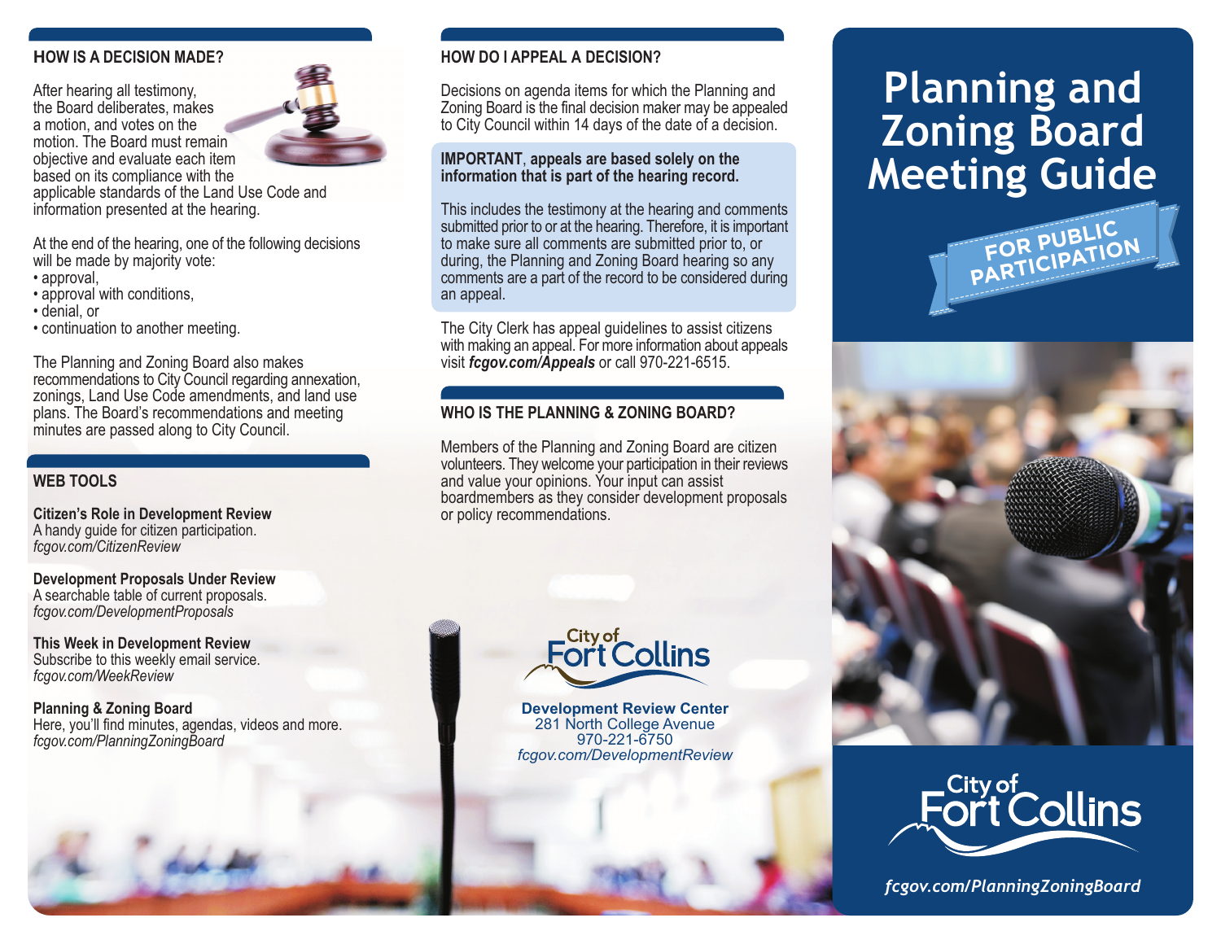## HOW IS A DECISION MADE?

After hearing all testimony, the Board deliberates, makes a motion, and votes on the motion. The Board must remain objective and evaluate each item based on its compliance with the applicable standards of the Land Use Code and information presented at the hearing.

At the end of the hearing, one of the following decisions will be made by majority vote:

- approval,
- approval with conditions,
- denial, or
- continuation to another meeting.

The Planning and Zoning Board also makes recommendations to City Council regarding annexation, zonings, Land Use Code amendments, and land use plans. The Board's recommendations and meeting minutes are passed along to City Council.

## WEB TOOLS

**Citizen's Role in Development Review**
A handy guide for citizen participation.
*fcgov.com/CitizenReview*

**Development Proposals Under Review**
A searchable table of current proposals.
*fcgov.com/DevelopmentProposals*

**This Week in Development Review**
Subscribe to this weekly email service.
*fcgov.com/WeekReview*

**Planning & Zoning Board**
Here, you'll find minutes, agendas, videos and more.
*fcgov.com/PlanningZoningBoard*

## HOW DO I APPEAL A DECISION?

Decisions on agenda items for which the Planning and Zoning Board is the final decision maker may be appealed to City Council within 14 days of the date of a decision.

**IMPORTANT, appeals are based solely on the information that is part of the hearing record.**

This includes the testimony at the hearing and comments submitted prior to or at the hearing. Therefore, it is important to make sure all comments are submitted prior to, or during, the Planning and Zoning Board hearing so any comments are a part of the record to be considered during an appeal.

The City Clerk has appeal guidelines to assist citizens with making an appeal. For more information about appeals visit ***fcgov.com/Appeals*** or call 970-221-6515.

## WHO IS THE PLANNING & ZONING BOARD?

Members of the Planning and Zoning Board are citizen volunteers. They welcome your participation in their reviews and value your opinions. Your input can assist boardmembers as they consider development proposals or policy recommendations.

City of Fort Collins

**Development Review Center**
281 North College Avenue
970-221-6750
*fcgov.com/DevelopmentReview*

# Planning and Zoning Board Meeting Guide

FOR PUBLIC PARTICIPATION

City of Fort Collins

*fcgov.com/PlanningZoningBoard*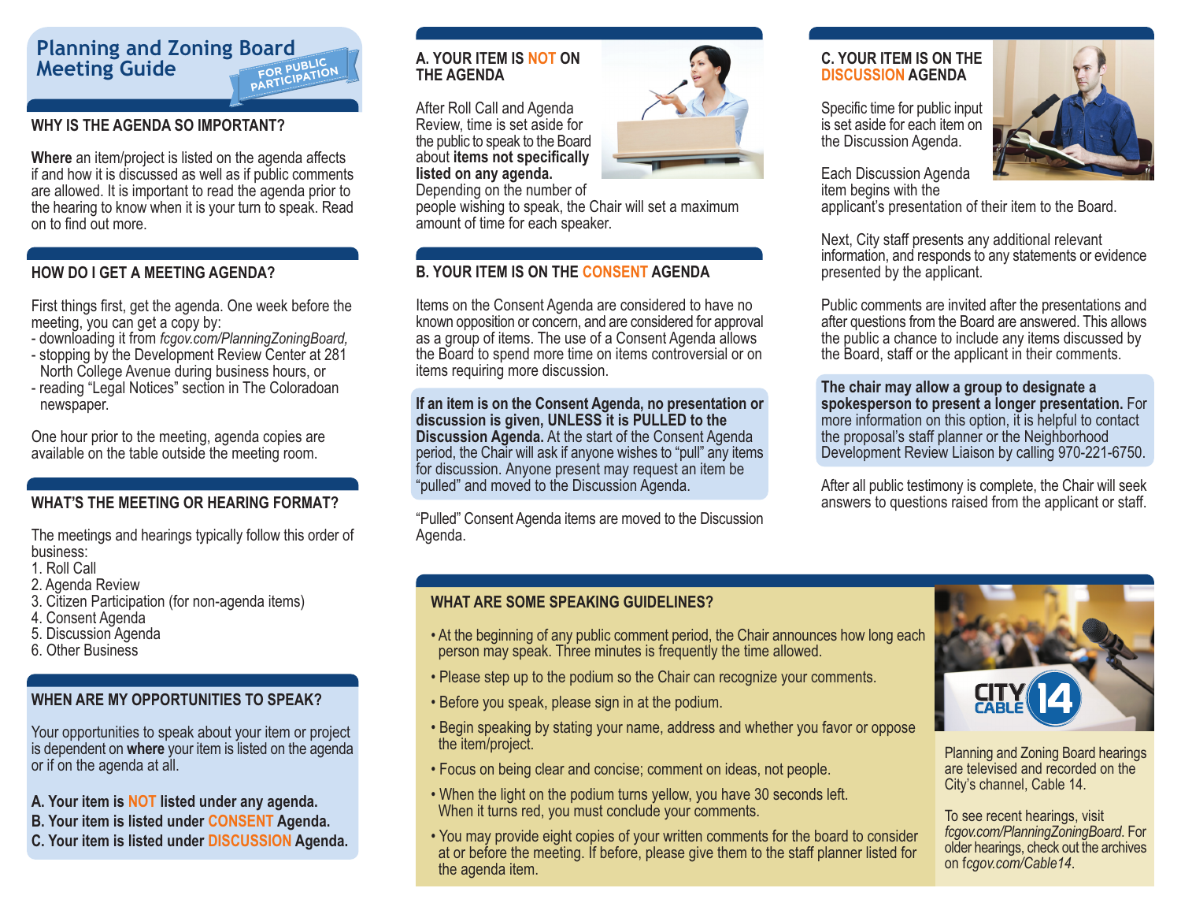# Planning and Zoning Board Meeting Guide

FOR PUBLIC PARTICIPATION

## WHY IS THE AGENDA SO IMPORTANT?

**Where** an item/project is listed on the agenda affects if and how it is discussed as well as if public comments are allowed. It is important to read the agenda prior to the hearing to know when it is your turn to speak. Read on to find out more.

## HOW DO I GET A MEETING AGENDA?

First things first, get the agenda. One week before the meeting, you can get a copy by:

- downloading it from *fcgov.com/PlanningZoningBoard,*
- stopping by the Development Review Center at 281 North College Avenue during business hours, or
- reading "Legal Notices" section in The Coloradoan newspaper.

One hour prior to the meeting, agenda copies are available on the table outside the meeting room.

## WHAT'S THE MEETING OR HEARING FORMAT?

The meetings and hearings typically follow this order of business:

1. Roll Call
2. Agenda Review
3. Citizen Participation (for non-agenda items)
4. Consent Agenda
5. Discussion Agenda
6. Other Business

## WHEN ARE MY OPPORTUNITIES TO SPEAK?

Your opportunities to speak about your item or project is dependent on **where** your item is listed on the agenda or if on the agenda at all.

**A. Your item is NOT listed under any agenda.**
**B. Your item is listed under CONSENT Agenda.**
**C. Your item is listed under DISCUSSION Agenda.**

## A. YOUR ITEM IS NOT ON THE AGENDA

After Roll Call and Agenda Review, time is set aside for the public to speak to the Board about **items not specifically listed on any agenda.** Depending on the number of people wishing to speak, the Chair will set a maximum amount of time for each speaker.

## B. YOUR ITEM IS ON THE CONSENT AGENDA

Items on the Consent Agenda are considered to have no known opposition or concern, and are considered for approval as a group of items. The use of a Consent Agenda allows the Board to spend more time on items controversial or on items requiring more discussion.

**If an item is on the Consent Agenda, no presentation or discussion is given, UNLESS it is PULLED to the Discussion Agenda.** At the start of the Consent Agenda period, the Chair will ask if anyone wishes to "pull" any items for discussion. Anyone present may request an item be "pulled" and moved to the Discussion Agenda.

"Pulled" Consent Agenda items are moved to the Discussion Agenda.

## C. YOUR ITEM IS ON THE DISCUSSION AGENDA

Specific time for public input is set aside for each item on the Discussion Agenda.

Each Discussion Agenda item begins with the applicant's presentation of their item to the Board.

Next, City staff presents any additional relevant information, and responds to any statements or evidence presented by the applicant.

Public comments are invited after the presentations and after questions from the Board are answered. This allows the public a chance to include any items discussed by the Board, staff or the applicant in their comments.

**The chair may allow a group to designate a spokesperson to present a longer presentation.** For more information on this option, it is helpful to contact the proposal's staff planner or the Neighborhood Development Review Liaison by calling 970-221-6750.

After all public testimony is complete, the Chair will seek answers to questions raised from the applicant or staff.

## WHAT ARE SOME SPEAKING GUIDELINES?

- At the beginning of any public comment period, the Chair announces how long each person may speak. Three minutes is frequently the time allowed.
- Please step up to the podium so the Chair can recognize your comments.
- Before you speak, please sign in at the podium.
- Begin speaking by stating your name, address and whether you favor or oppose the item/project.
- Focus on being clear and concise; comment on ideas, not people.
- When the light on the podium turns yellow, you have 30 seconds left. When it turns red, you must conclude your comments.
- You may provide eight copies of your written comments for the board to consider at or before the meeting. If before, please give them to the staff planner listed for the agenda item.

CITY CABLE 14

Planning and Zoning Board hearings are televised and recorded on the City's channel, Cable 14.

To see recent hearings, visit *fcgov.com/PlanningZoningBoard*. For older hearings, check out the archives on *fcgov.com/Cable14*.